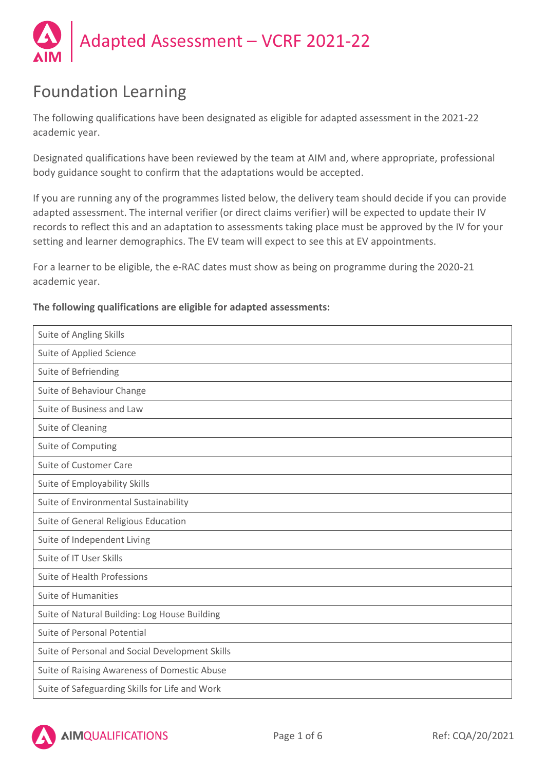# Adapted Assessment – VCRF 2021-22

## Foundation Learning

The following qualifications have been designated as eligible for adapted assessment in the 2021-22 academic year.

Designated qualifications have been reviewed by the team at AIM and, where appropriate, professional body guidance sought to confirm that the adaptations would be accepted.

If you are running any of the programmes listed below, the delivery team should decide if you can provide adapted assessment. The internal verifier (or direct claims verifier) will be expected to update their IV records to reflect this and an adaptation to assessments taking place must be approved by the IV for your setting and learner demographics. The EV team will expect to see this at EV appointments.

For a learner to be eligible, the e-RAC dates must show as being on programme during the 2020-21 academic year.

**The following qualifications are eligible for adapted assessments:**

| Suite of Angling Skills |
|---|
| Suite of Applied Science |
| Suite of Befriending |
| Suite of Behaviour Change |
| Suite of Business and Law |
| Suite of Cleaning |
| Suite of Computing |
| Suite of Customer Care |
| Suite of Employability Skills |
| Suite of Environmental Sustainability |
| Suite of General Religious Education |
| Suite of Independent Living |
| Suite of IT User Skills |
| Suite of Health Professions |
| Suite of Humanities |
| Suite of Natural Building: Log House Building |
| Suite of Personal Potential |
| Suite of Personal and Social Development Skills |
| Suite of Raising Awareness of Domestic Abuse |
| Suite of Safeguarding Skills for Life and Work |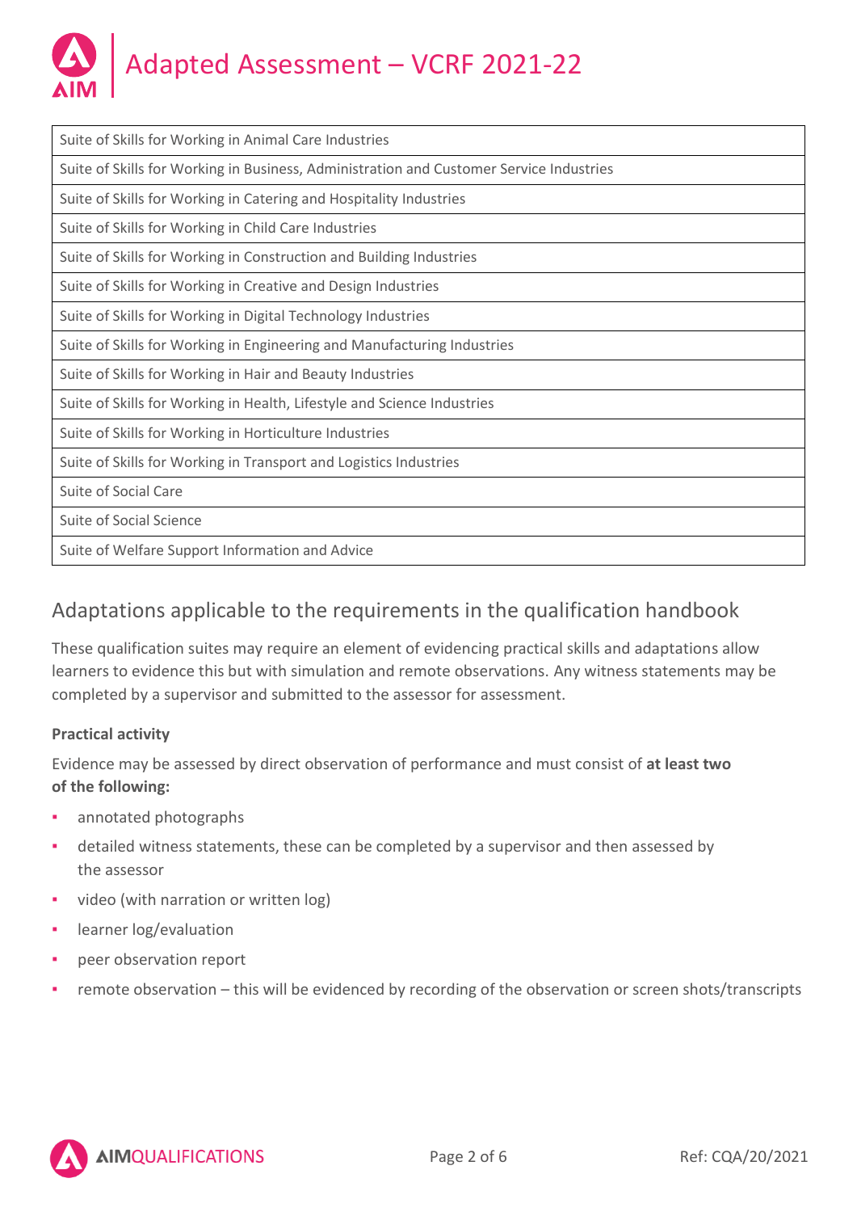| Suite of Skills for Working in Animal Care Industries |
|---|
| Suite of Skills for Working in Business, Administration and Customer Service Industries |
| Suite of Skills for Working in Catering and Hospitality Industries |
| Suite of Skills for Working in Child Care Industries |
| Suite of Skills for Working in Construction and Building Industries |
| Suite of Skills for Working in Creative and Design Industries |
| Suite of Skills for Working in Digital Technology Industries |
| Suite of Skills for Working in Engineering and Manufacturing Industries |
| Suite of Skills for Working in Hair and Beauty Industries |
| Suite of Skills for Working in Health, Lifestyle and Science Industries |
| Suite of Skills for Working in Horticulture Industries |
| Suite of Skills for Working in Transport and Logistics Industries |
| Suite of Social Care |
| Suite of Social Science |
| Suite of Welfare Support Information and Advice |

## Adaptations applicable to the requirements in the qualification handbook

These qualification suites may require an element of evidencing practical skills and adaptations allow learners to evidence this but with simulation and remote observations. Any witness statements may be completed by a supervisor and submitted to the assessor for assessment.

**Practical activity**

Evidence may be assessed by direct observation of performance and must consist of **at least two of the following:**

- annotated photographs
- detailed witness statements, these can be completed by a supervisor and then assessed by the assessor
- video (with narration or written log)
- learner log/evaluation
- peer observation report
- remote observation – this will be evidenced by recording of the observation or screen shots/transcripts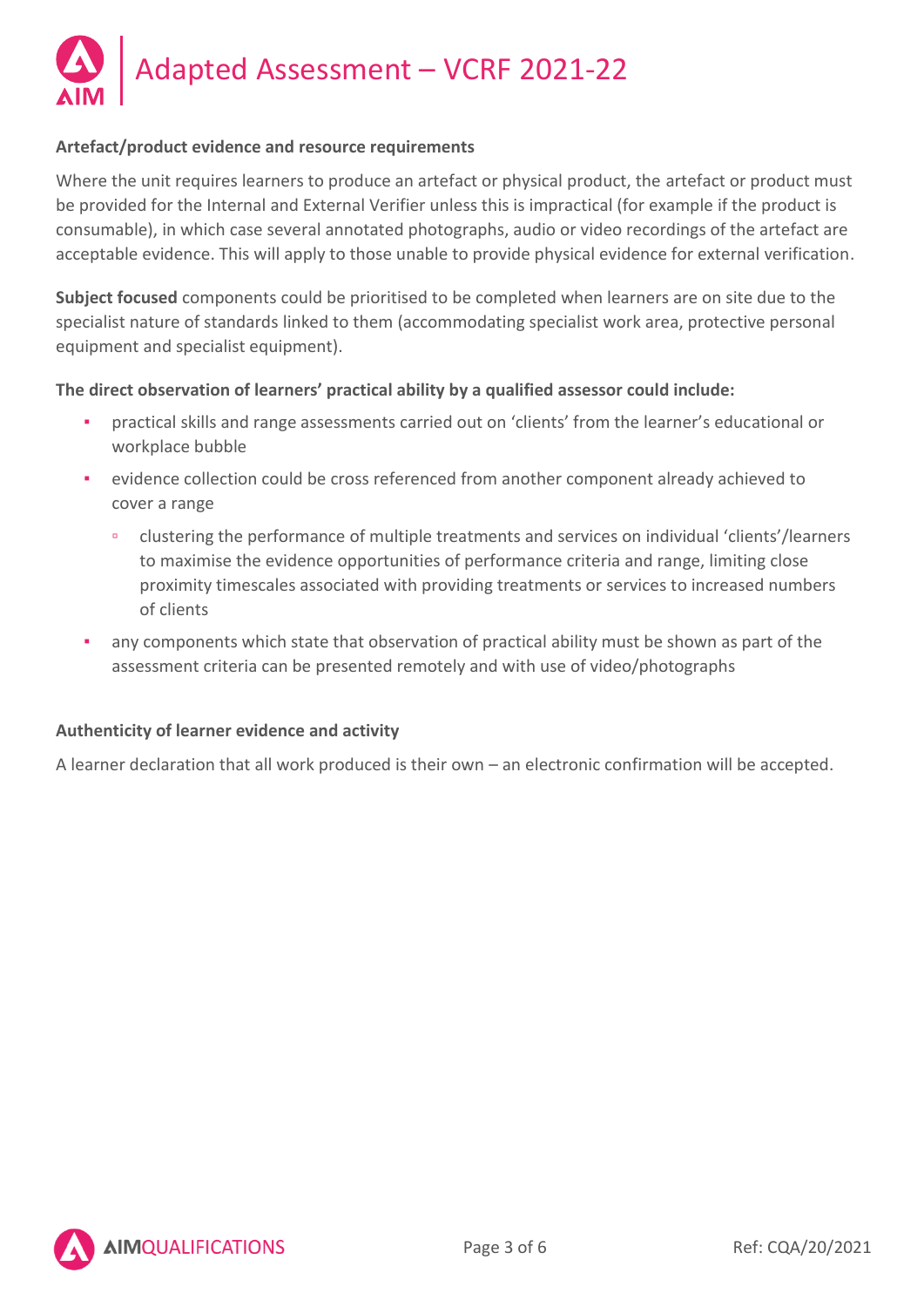### Artefact/product evidence and resource requirements

Where the unit requires learners to produce an artefact or physical product, the artefact or product must be provided for the Internal and External Verifier unless this is impractical (for example if the product is consumable), in which case several annotated photographs, audio or video recordings of the artefact are acceptable evidence. This will apply to those unable to provide physical evidence for external verification.

**Subject focused** components could be prioritised to be completed when learners are on site due to the specialist nature of standards linked to them (accommodating specialist work area, protective personal equipment and specialist equipment).

**The direct observation of learners' practical ability by a qualified assessor could include:**

- practical skills and range assessments carried out on 'clients' from the learner's educational or workplace bubble
- evidence collection could be cross referenced from another component already achieved to cover a range
  - clustering the performance of multiple treatments and services on individual 'clients'/learners to maximise the evidence opportunities of performance criteria and range, limiting close proximity timescales associated with providing treatments or services to increased numbers of clients
- any components which state that observation of practical ability must be shown as part of the assessment criteria can be presented remotely and with use of video/photographs

### Authenticity of learner evidence and activity

A learner declaration that all work produced is their own – an electronic confirmation will be accepted.